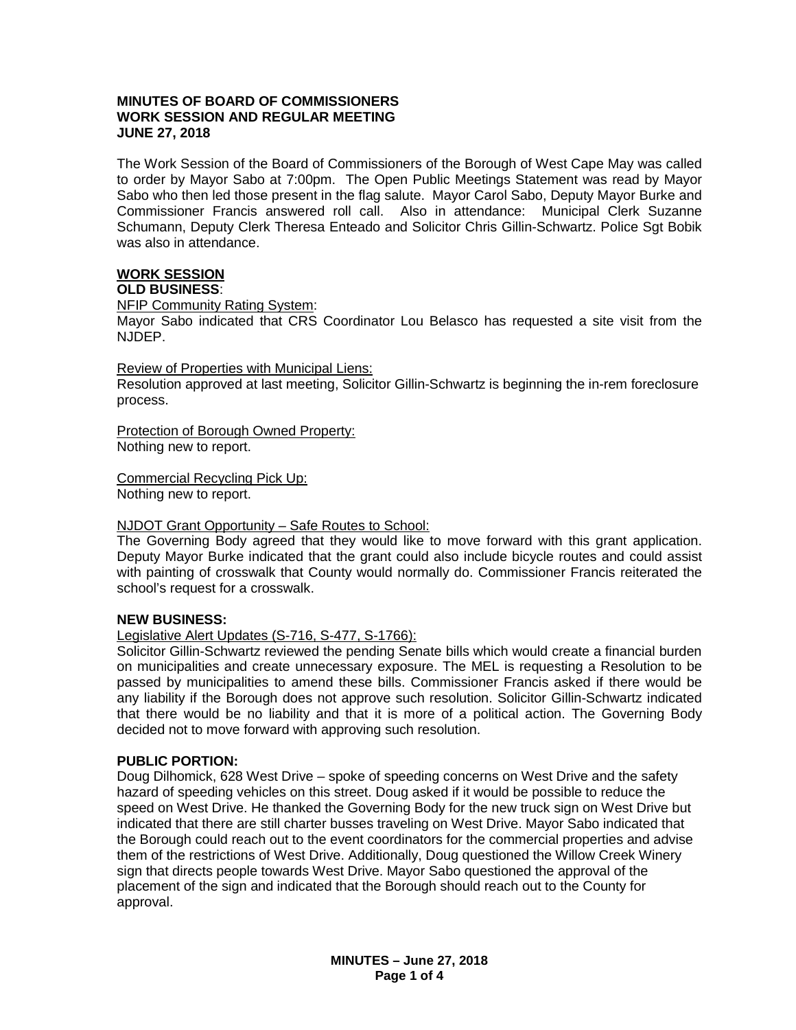**MINUTES OF BOARD OF COMMISSIONERS**
**WORK SESSION AND REGULAR MEETING**
**JUNE 27, 2018**

The Work Session of the Board of Commissioners of the Borough of West Cape May was called to order by Mayor Sabo at 7:00pm. The Open Public Meetings Statement was read by Mayor Sabo who then led those present in the flag salute. Mayor Carol Sabo, Deputy Mayor Burke and Commissioner Francis answered roll call. Also in attendance: Municipal Clerk Suzanne Schumann, Deputy Clerk Theresa Enteado and Solicitor Chris Gillin-Schwartz. Police Sgt Bobik was also in attendance.

## WORK SESSION

### OLD BUSINESS:

NFIP Community Rating System:
Mayor Sabo indicated that CRS Coordinator Lou Belasco has requested a site visit from the NJDEP.

Review of Properties with Municipal Liens:
Resolution approved at last meeting, Solicitor Gillin-Schwartz is beginning the in-rem foreclosure process.

Protection of Borough Owned Property:
Nothing new to report.

Commercial Recycling Pick Up:
Nothing new to report.

NJDOT Grant Opportunity – Safe Routes to School:
The Governing Body agreed that they would like to move forward with this grant application. Deputy Mayor Burke indicated that the grant could also include bicycle routes and could assist with painting of crosswalk that County would normally do. Commissioner Francis reiterated the school's request for a crosswalk.

### NEW BUSINESS:

Legislative Alert Updates (S-716, S-477, S-1766):
Solicitor Gillin-Schwartz reviewed the pending Senate bills which would create a financial burden on municipalities and create unnecessary exposure. The MEL is requesting a Resolution to be passed by municipalities to amend these bills. Commissioner Francis asked if there would be any liability if the Borough does not approve such resolution. Solicitor Gillin-Schwartz indicated that there would be no liability and that it is more of a political action. The Governing Body decided not to move forward with approving such resolution.

### PUBLIC PORTION:

Doug Dilhomick, 628 West Drive – spoke of speeding concerns on West Drive and the safety hazard of speeding vehicles on this street. Doug asked if it would be possible to reduce the speed on West Drive. He thanked the Governing Body for the new truck sign on West Drive but indicated that there are still charter busses traveling on West Drive. Mayor Sabo indicated that the Borough could reach out to the event coordinators for the commercial properties and advise them of the restrictions of West Drive. Additionally, Doug questioned the Willow Creek Winery sign that directs people towards West Drive. Mayor Sabo questioned the approval of the placement of the sign and indicated that the Borough should reach out to the County for approval.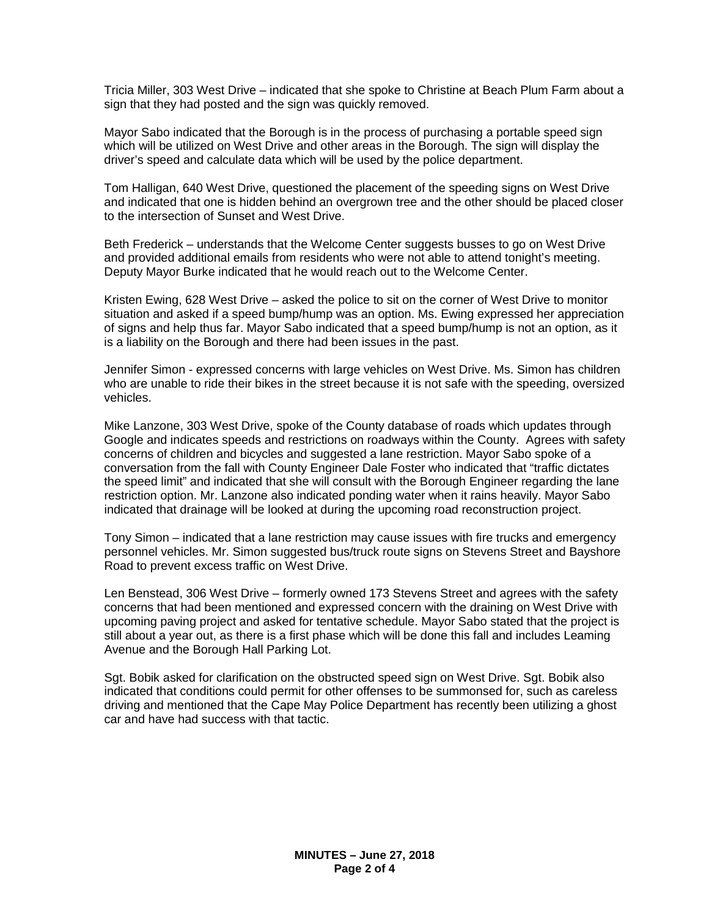Tricia Miller, 303 West Drive – indicated that she spoke to Christine at Beach Plum Farm about a sign that they had posted and the sign was quickly removed.

Mayor Sabo indicated that the Borough is in the process of purchasing a portable speed sign which will be utilized on West Drive and other areas in the Borough. The sign will display the driver's speed and calculate data which will be used by the police department.

Tom Halligan, 640 West Drive, questioned the placement of the speeding signs on West Drive and indicated that one is hidden behind an overgrown tree and the other should be placed closer to the intersection of Sunset and West Drive.

Beth Frederick – understands that the Welcome Center suggests busses to go on West Drive and provided additional emails from residents who were not able to attend tonight's meeting. Deputy Mayor Burke indicated that he would reach out to the Welcome Center.

Kristen Ewing, 628 West Drive – asked the police to sit on the corner of West Drive to monitor situation and asked if a speed bump/hump was an option. Ms. Ewing expressed her appreciation of signs and help thus far. Mayor Sabo indicated that a speed bump/hump is not an option, as it is a liability on the Borough and there had been issues in the past.

Jennifer Simon - expressed concerns with large vehicles on West Drive. Ms. Simon has children who are unable to ride their bikes in the street because it is not safe with the speeding, oversized vehicles.

Mike Lanzone, 303 West Drive, spoke of the County database of roads which updates through Google and indicates speeds and restrictions on roadways within the County. Agrees with safety concerns of children and bicycles and suggested a lane restriction. Mayor Sabo spoke of a conversation from the fall with County Engineer Dale Foster who indicated that "traffic dictates the speed limit" and indicated that she will consult with the Borough Engineer regarding the lane restriction option. Mr. Lanzone also indicated ponding water when it rains heavily. Mayor Sabo indicated that drainage will be looked at during the upcoming road reconstruction project.

Tony Simon – indicated that a lane restriction may cause issues with fire trucks and emergency personnel vehicles. Mr. Simon suggested bus/truck route signs on Stevens Street and Bayshore Road to prevent excess traffic on West Drive.

Len Benstead, 306 West Drive – formerly owned 173 Stevens Street and agrees with the safety concerns that had been mentioned and expressed concern with the draining on West Drive with upcoming paving project and asked for tentative schedule. Mayor Sabo stated that the project is still about a year out, as there is a first phase which will be done this fall and includes Leaming Avenue and the Borough Hall Parking Lot.

Sgt. Bobik asked for clarification on the obstructed speed sign on West Drive. Sgt. Bobik also indicated that conditions could permit for other offenses to be summonsed for, such as careless driving and mentioned that the Cape May Police Department has recently been utilizing a ghost car and have had success with that tactic.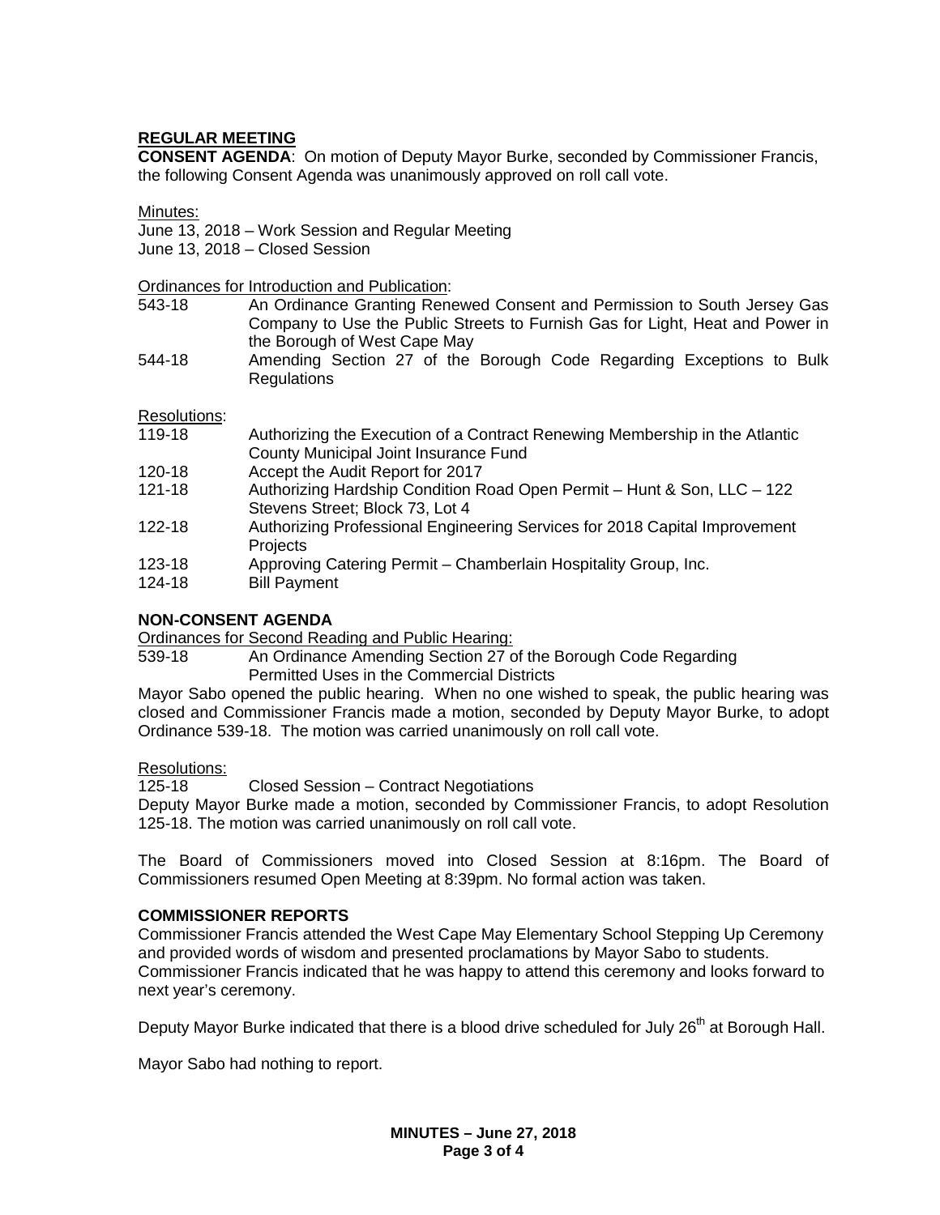**REGULAR MEETING**

**CONSENT AGENDA**: On motion of Deputy Mayor Burke, seconded by Commissioner Francis, the following Consent Agenda was unanimously approved on roll call vote.

Minutes:

June 13, 2018 – Work Session and Regular Meeting

June 13, 2018 – Closed Session

Ordinances for Introduction and Publication:

543-18 An Ordinance Granting Renewed Consent and Permission to South Jersey Gas Company to Use the Public Streets to Furnish Gas for Light, Heat and Power in the Borough of West Cape May

544-18 Amending Section 27 of the Borough Code Regarding Exceptions to Bulk Regulations

Resolutions:

119-18 Authorizing the Execution of a Contract Renewing Membership in the Atlantic County Municipal Joint Insurance Fund

120-18 Accept the Audit Report for 2017

121-18 Authorizing Hardship Condition Road Open Permit – Hunt & Son, LLC – 122 Stevens Street; Block 73, Lot 4

122-18 Authorizing Professional Engineering Services for 2018 Capital Improvement Projects

123-18 Approving Catering Permit – Chamberlain Hospitality Group, Inc.

124-18 Bill Payment

**NON-CONSENT AGENDA**

Ordinances for Second Reading and Public Hearing:

539-18 An Ordinance Amending Section 27 of the Borough Code Regarding Permitted Uses in the Commercial Districts

Mayor Sabo opened the public hearing. When no one wished to speak, the public hearing was closed and Commissioner Francis made a motion, seconded by Deputy Mayor Burke, to adopt Ordinance 539-18. The motion was carried unanimously on roll call vote.

Resolutions:

125-18 Closed Session – Contract Negotiations

Deputy Mayor Burke made a motion, seconded by Commissioner Francis, to adopt Resolution 125-18. The motion was carried unanimously on roll call vote.

The Board of Commissioners moved into Closed Session at 8:16pm. The Board of Commissioners resumed Open Meeting at 8:39pm. No formal action was taken.

**COMMISSIONER REPORTS**

Commissioner Francis attended the West Cape May Elementary School Stepping Up Ceremony and provided words of wisdom and presented proclamations by Mayor Sabo to students. Commissioner Francis indicated that he was happy to attend this ceremony and looks forward to next year's ceremony.

Deputy Mayor Burke indicated that there is a blood drive scheduled for July 26th at Borough Hall.

Mayor Sabo had nothing to report.

**MINUTES – June 27, 2018**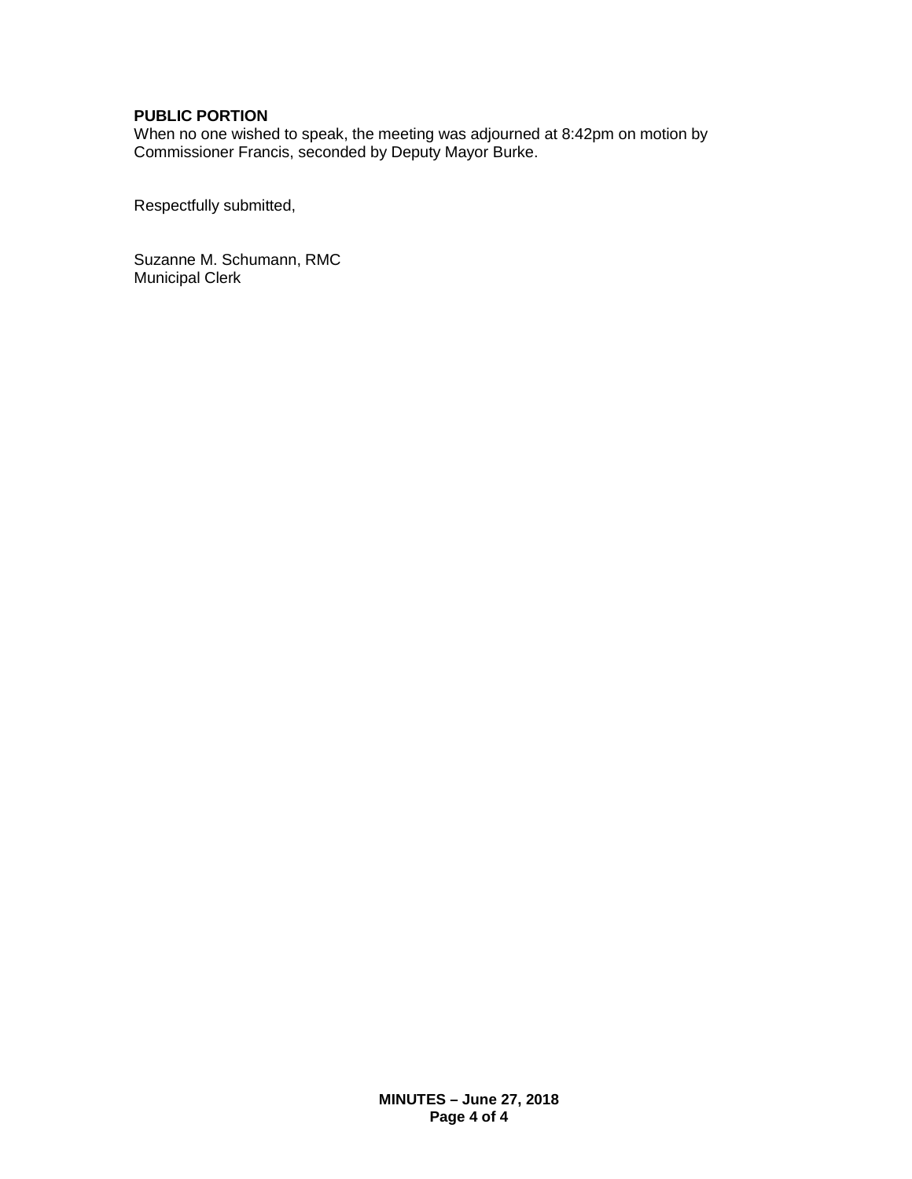**PUBLIC PORTION**

When no one wished to speak, the meeting was adjourned at 8:42pm on motion by Commissioner Francis, seconded by Deputy Mayor Burke.

Respectfully submitted,

Suzanne M. Schumann, RMC
Municipal Clerk